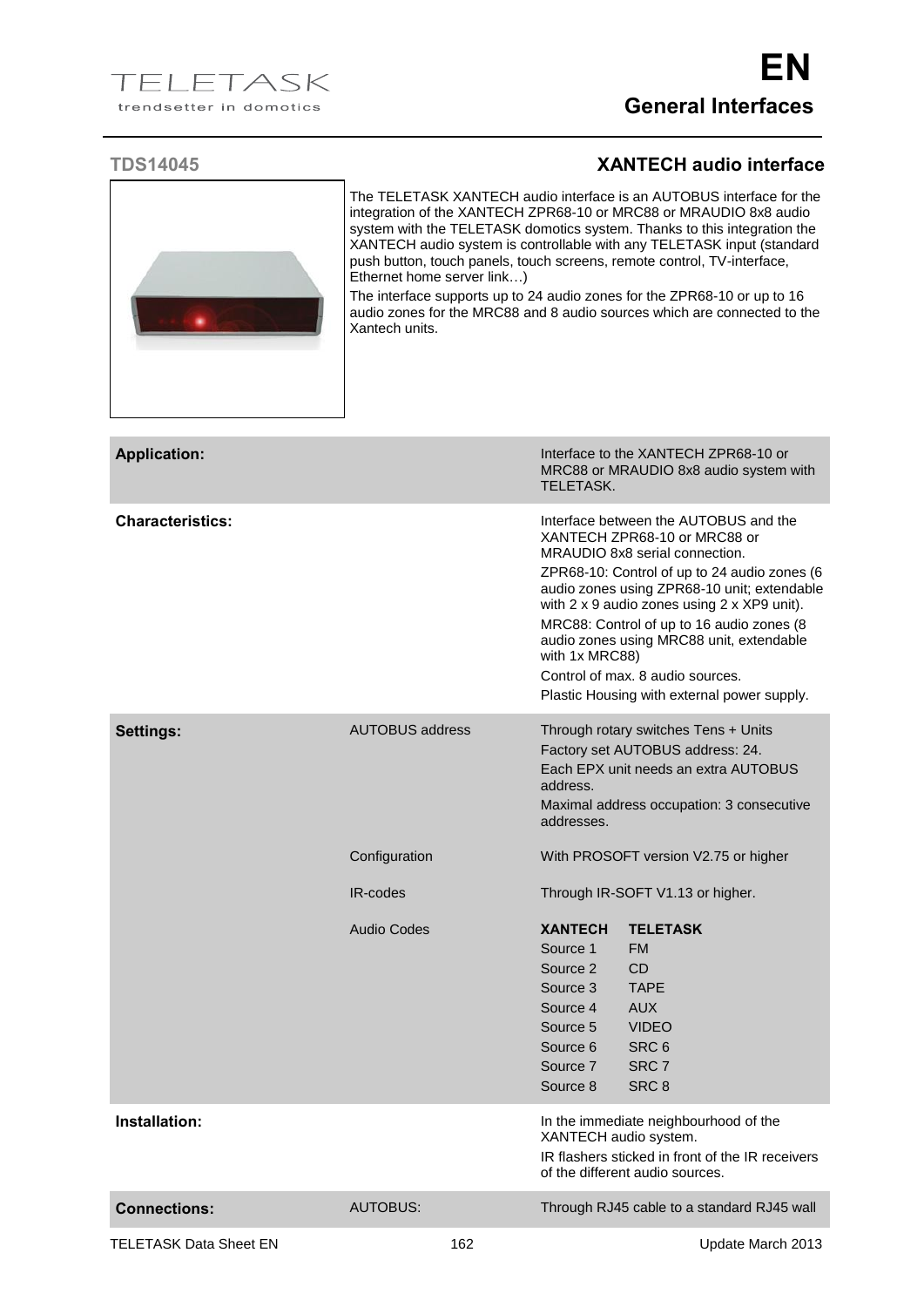# General Interfaces

## TDS14045 — XANTECH audio interface

The TELETASK XANTECH audio interface is an AUTOBUS interface for the integration of the XANTECH ZPR68-10 or MRC88 or MRAUDIO 8x8 audio system with the TELETASK domotics system. Thanks to this integration the XANTECH audio system is controllable with any TELETASK input (standard push button, touch panels, touch screens, remote control, TV-interface, Ethernet home server link…)

The interface supports up to 24 audio zones for the ZPR68-10 or up to 16 audio zones for the MRC88 and 8 audio sources which are connected to the Xantech units.

| | | |
|---|---|---|
| **Application:** | | Interface to the XANTECH ZPR68-10 or MRC88 or MRAUDIO 8x8 audio system with TELETASK. |
| **Characteristics:** | | Interface between the AUTOBUS and the XANTECH ZPR68-10 or MRC88 or MRAUDIO 8x8 serial connection.<br>ZPR68-10: Control of up to 24 audio zones (6 audio zones using ZPR68-10 unit; extendable with 2 x 9 audio zones using 2 x XP9 unit).<br>MRC88: Control of up to 16 audio zones (8 audio zones using MRC88 unit, extendable with 1x MRC88)<br>Control of max. 8 audio sources.<br>Plastic Housing with external power supply. |
| **Settings:** | AUTOBUS address | Through rotary switches Tens + Units<br>Factory set AUTOBUS address: 24.<br>Each EPX unit needs an extra AUTOBUS address.<br>Maximal address occupation: 3 consecutive addresses. |
| | Configuration | With PROSOFT version V2.75 or higher |
| | IR-codes | Through IR-SOFT V1.13 or higher. |
| | Audio Codes | **XANTECH** — **TELETASK**<br>Source 1 — FM<br>Source 2 — CD<br>Source 3 — TAPE<br>Source 4 — AUX<br>Source 5 — VIDEO<br>Source 6 — SRC 6<br>Source 7 — SRC 7<br>Source 8 — SRC 8 |
| **Installation:** | | In the immediate neighbourhood of the XANTECH audio system.<br>IR flashers sticked in front of the IR receivers of the different audio sources. |
| **Connections:** | AUTOBUS: | Through RJ45 cable to a standard RJ45 wall |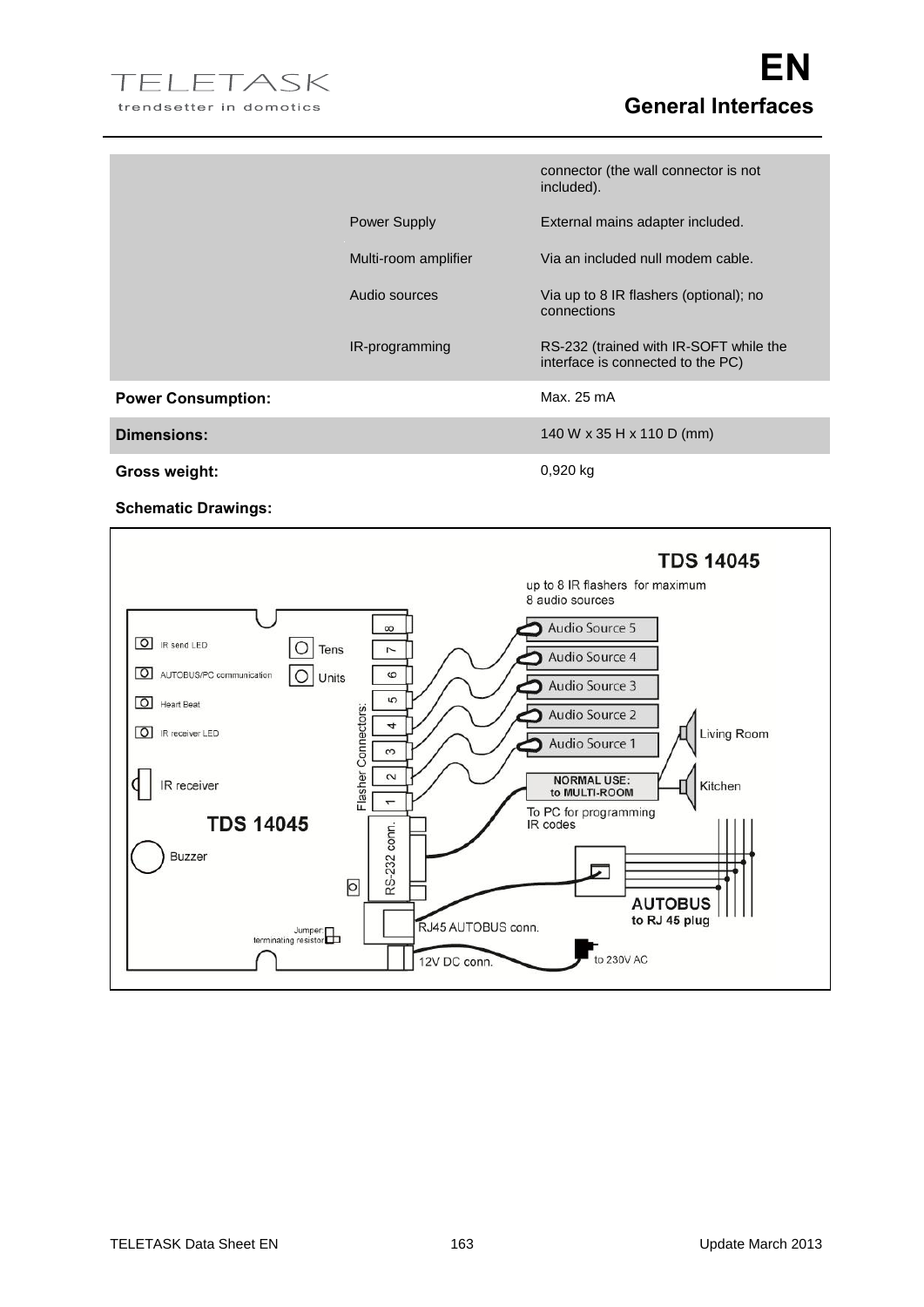| | | |
|---|---|---|
| | | connector (the wall connector is not included). |
| | Power Supply | External mains adapter included. |
| | Multi-room amplifier | Via an included null modem cable. |
| | Audio sources | Via up to 8 IR flashers (optional); no connections |
| | IR-programming | RS-232 (trained with IR-SOFT while the interface is connected to the PC) |
| **Power Consumption:** | | Max. 25 mA |
| **Dimensions:** | | 140 W x 35 H x 110 D (mm) |
| **Gross weight:** | | 0,920 kg |

**Schematic Drawings:**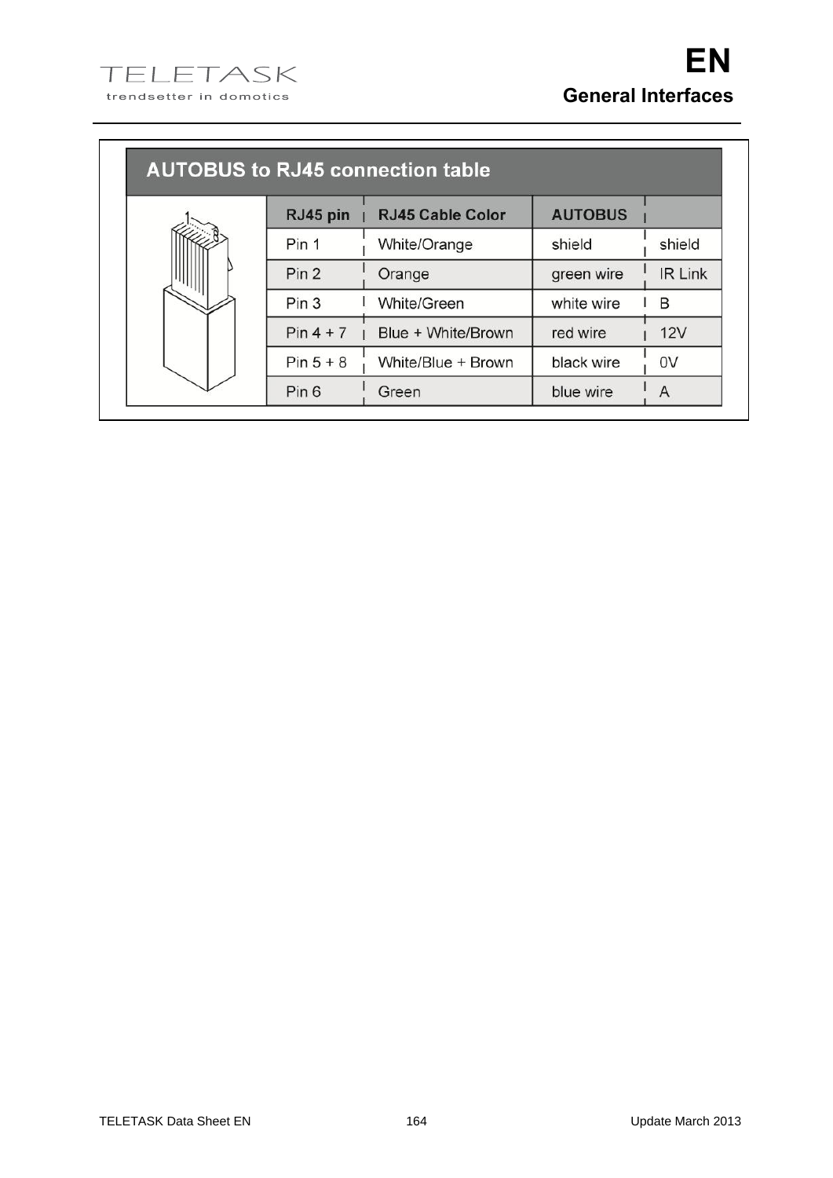## AUTOBUS to RJ45 connection table

| RJ45 pin | RJ45 Cable Color | AUTOBUS | |
|---|---|---|---|
| Pin 1 | White/Orange | shield | shield |
| Pin 2 | Orange | green wire | IR Link |
| Pin 3 | White/Green | white wire | B |
| Pin 4 + 7 | Blue + White/Brown | red wire | 12V |
| Pin 5 + 8 | White/Blue + Brown | black wire | 0V |
| Pin 6 | Green | blue wire | A |